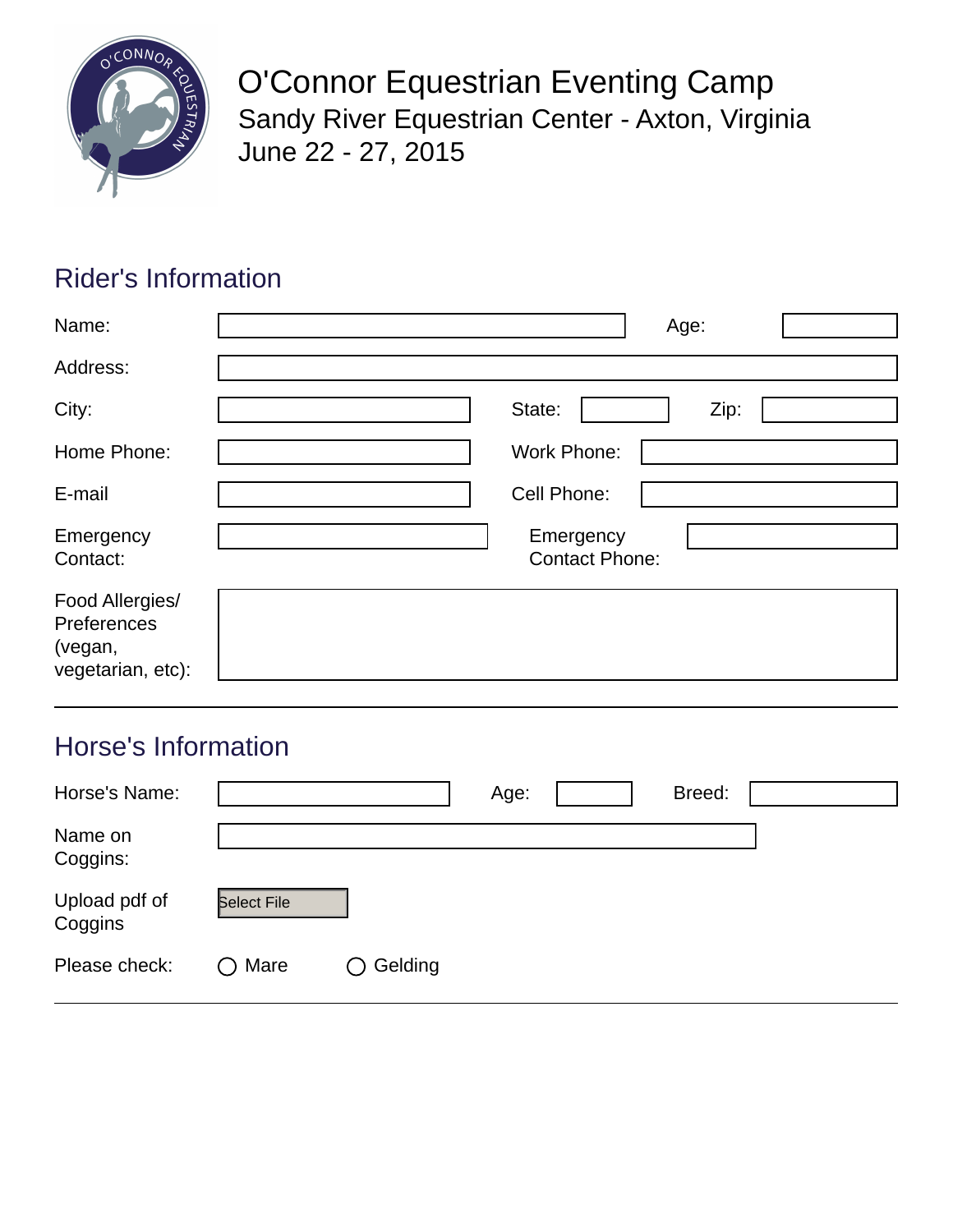# O'Connor Equestrian Eventing Camp

Sandy River Equestrian Center - Axton, Virginia

June 22 - 27, 2015

## Rider's Information

Name: ______________________ Age: ________

Address: ______________________

City: ________ State: ________ Zip: ________

Home Phone: ________ Work Phone: ________

E-mail ________ Cell Phone: ________

Emergency Contact: ________ Emergency Contact Phone: ________

Food Allergies/ Preferences (vegan, vegetarian, etc): ______________________

---

## Horse's Information

Horse's Name: ________ Age: ________ Breed: ________

Name on Coggins: ______________________

Upload pdf of Coggins [Select File]

Please check: ○ Mare ○ Gelding

---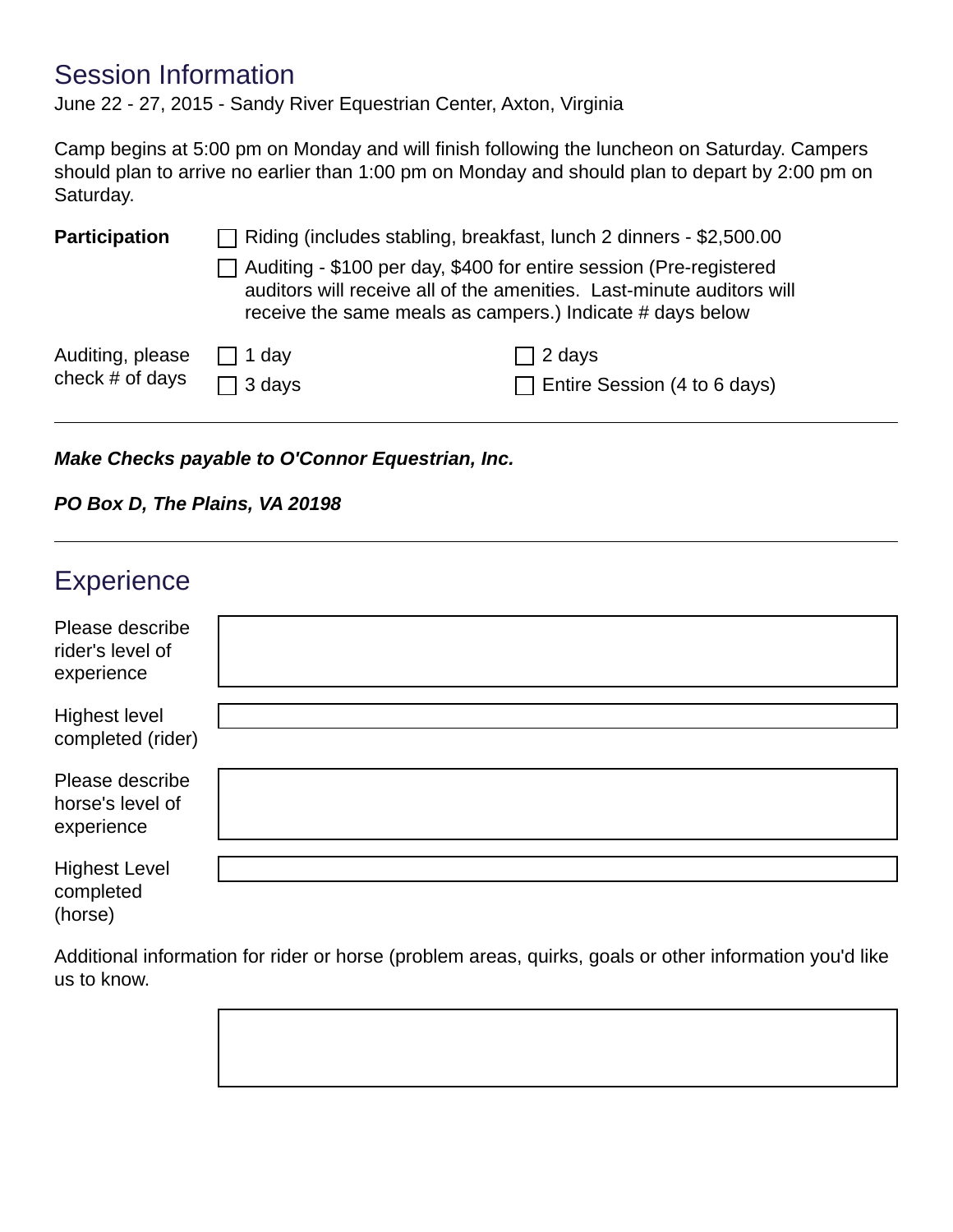## Session Information

June 22 - 27, 2015 - Sandy River Equestrian Center, Axton, Virginia

Camp begins at 5:00 pm on Monday and will finish following the luncheon on Saturday. Campers should plan to arrive no earlier than 1:00 pm on Monday and should plan to depart by 2:00 pm on Saturday.

**Participation**

- [ ] Riding (includes stabling, breakfast, lunch 2 dinners - $2,500.00
- [ ] Auditing - $100 per day, $400 for entire session (Pre-registered auditors will receive all of the amenities. Last-minute auditors will receive the same meals as campers.) Indicate # days below

Auditing, please check # of days

- [ ] 1 day
- [ ] 2 days
- [ ] 3 days
- [ ] Entire Session (4 to 6 days)

---

***Make Checks payable to O'Connor Equestrian, Inc.***

***PO Box D, The Plains, VA 20198***

---

## Experience

Please describe rider's level of experience

Highest level completed (rider)

Please describe horse's level of experience

Highest Level completed (horse)

Additional information for rider or horse (problem areas, quirks, goals or other information you'd like us to know.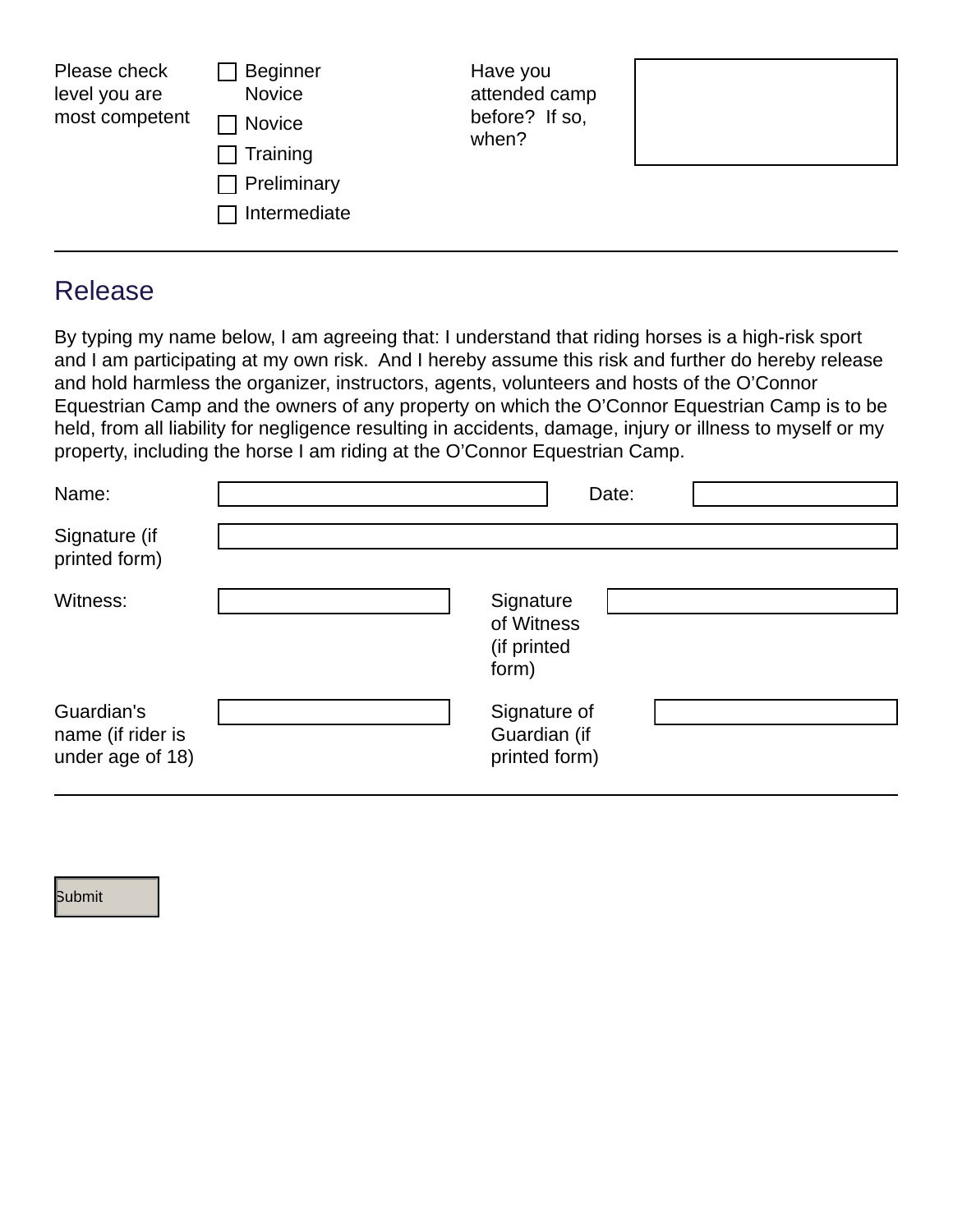Please check level you are most competent

- ☐ Beginner Novice
- ☐ Novice
- ☐ Training
- ☐ Preliminary
- ☐ Intermediate

Have you attended camp before? If so, when?

---

## Release

By typing my name below, I am agreeing that: I understand that riding horses is a high-risk sport and I am participating at my own risk. And I hereby assume this risk and further do hereby release and hold harmless the organizer, instructors, agents, volunteers and hosts of the O’Connor Equestrian Camp and the owners of any property on which the O’Connor Equestrian Camp is to be held, from all liability for negligence resulting in accidents, damage, injury or illness to myself or my property, including the horse I am riding at the O’Connor Equestrian Camp.

Name: \_\_\_\_\_\_\_\_\_\_ Date: \_\_\_\_\_\_\_\_\_\_

Signature (if printed form) \_\_\_\_\_\_\_\_\_\_

Witness: \_\_\_\_\_\_\_\_\_\_ Signature of Witness (if printed form) \_\_\_\_\_\_\_\_\_\_

Guardian's name (if rider is under age of 18) \_\_\_\_\_\_\_\_\_\_ Signature of Guardian (if printed form) \_\_\_\_\_\_\_\_\_\_

---

Submit